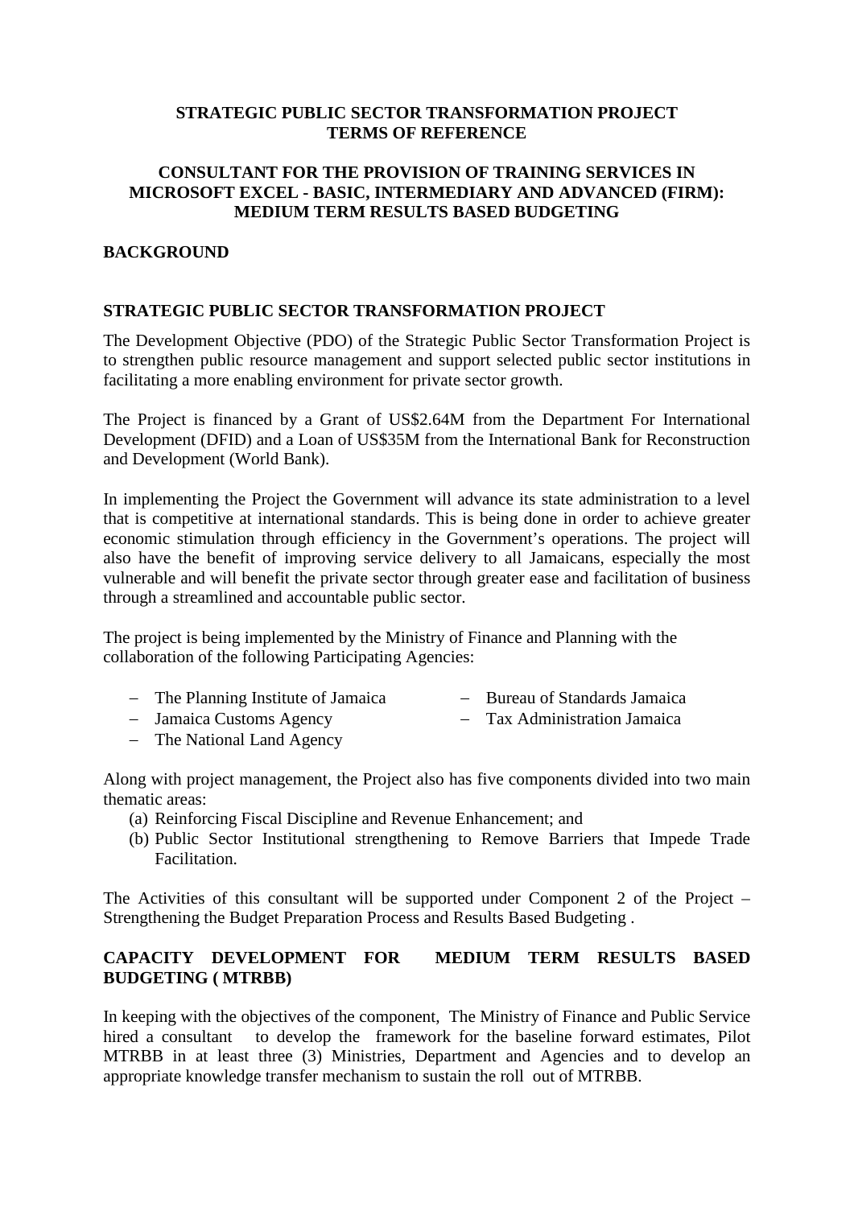**STRATEGIC PUBLIC SECTOR TRANSFORMATION PROJECT**
**TERMS OF REFERENCE**

**CONSULTANT FOR THE PROVISION OF TRAINING SERVICES IN MICROSOFT EXCEL - BASIC, INTERMEDIARY AND ADVANCED (FIRM): MEDIUM TERM RESULTS BASED BUDGETING**

## BACKGROUND

## STRATEGIC PUBLIC SECTOR TRANSFORMATION PROJECT

The Development Objective (PDO) of the Strategic Public Sector Transformation Project is to strengthen public resource management and support selected public sector institutions in facilitating a more enabling environment for private sector growth.

The Project is financed by a Grant of US$2.64M from the Department For International Development (DFID) and a Loan of US$35M from the International Bank for Reconstruction and Development (World Bank).

In implementing the Project the Government will advance its state administration to a level that is competitive at international standards. This is being done in order to achieve greater economic stimulation through efficiency in the Government's operations. The project will also have the benefit of improving service delivery to all Jamaicans, especially the most vulnerable and will benefit the private sector through greater ease and facilitation of business through a streamlined and accountable public sector.

The project is being implemented by the Ministry of Finance and Planning with the collaboration of the following Participating Agencies:

- The Planning Institute of Jamaica
- Jamaica Customs Agency
- The National Land Agency
- Bureau of Standards Jamaica
- Tax Administration Jamaica

Along with project management, the Project also has five components divided into two main thematic areas:

(a) Reinforcing Fiscal Discipline and Revenue Enhancement; and
(b) Public Sector Institutional strengthening to Remove Barriers that Impede Trade Facilitation.

The Activities of this consultant will be supported under Component 2 of the Project – Strengthening the Budget Preparation Process and Results Based Budgeting .

## CAPACITY DEVELOPMENT FOR MEDIUM TERM RESULTS BASED BUDGETING ( MTRBB)

In keeping with the objectives of the component, The Ministry of Finance and Public Service hired a consultant to develop the framework for the baseline forward estimates, Pilot MTRBB in at least three (3) Ministries, Department and Agencies and to develop an appropriate knowledge transfer mechanism to sustain the roll out of MTRBB.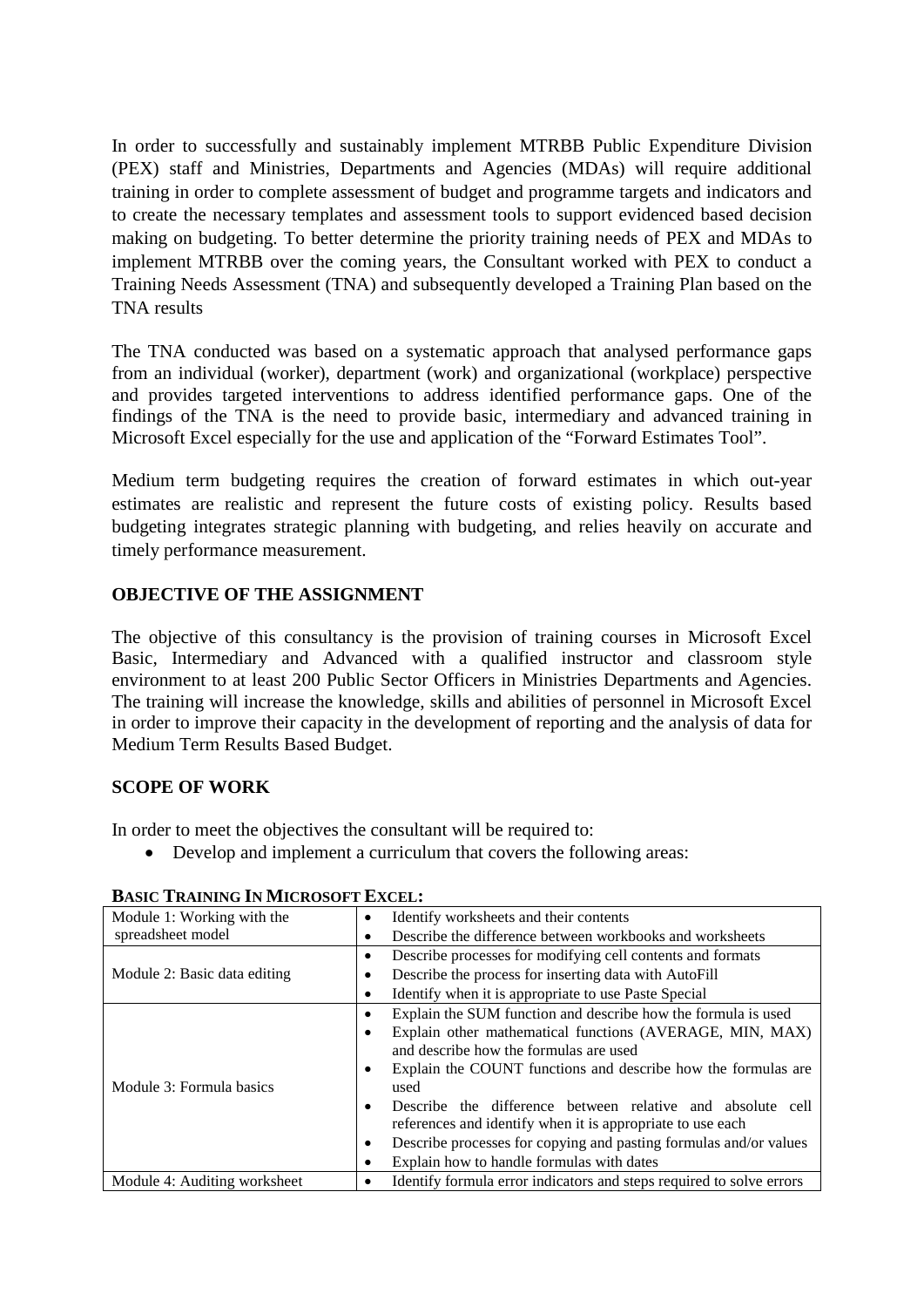In order to successfully and sustainably implement MTRBB Public Expenditure Division (PEX) staff and Ministries, Departments and Agencies (MDAs) will require additional training in order to complete assessment of budget and programme targets and indicators and to create the necessary templates and assessment tools to support evidenced based decision making on budgeting. To better determine the priority training needs of PEX and MDAs to implement MTRBB over the coming years, the Consultant worked with PEX to conduct a Training Needs Assessment (TNA) and subsequently developed a Training Plan based on the TNA results

The TNA conducted was based on a systematic approach that analysed performance gaps from an individual (worker), department (work) and organizational (workplace) perspective and provides targeted interventions to address identified performance gaps. One of the findings of the TNA is the need to provide basic, intermediary and advanced training in Microsoft Excel especially for the use and application of the "Forward Estimates Tool".

Medium term budgeting requires the creation of forward estimates in which out-year estimates are realistic and represent the future costs of existing policy. Results based budgeting integrates strategic planning with budgeting, and relies heavily on accurate and timely performance measurement.

## OBJECTIVE OF THE ASSIGNMENT

The objective of this consultancy is the provision of training courses in Microsoft Excel Basic, Intermediary and Advanced with a qualified instructor and classroom style environment to at least 200 Public Sector Officers in Ministries Departments and Agencies. The training will increase the knowledge, skills and abilities of personnel in Microsoft Excel in order to improve their capacity in the development of reporting and the analysis of data for Medium Term Results Based Budget.

## SCOPE OF WORK

In order to meet the objectives the consultant will be required to:

- Develop and implement a curriculum that covers the following areas:

**BASIC TRAINING IN MICROSOFT EXCEL:**

| Module | Content |
|---|---|
| Module 1: Working with the spreadsheet model | • Identify worksheets and their contents<br>• Describe the difference between workbooks and worksheets |
| Module 2: Basic data editing | • Describe processes for modifying cell contents and formats<br>• Describe the process for inserting data with AutoFill<br>• Identify when it is appropriate to use Paste Special |
| Module 3: Formula basics | • Explain the SUM function and describe how the formula is used<br>• Explain other mathematical functions (AVERAGE, MIN, MAX) and describe how the formulas are used<br>• Explain the COUNT functions and describe how the formulas are used<br>• Describe the difference between relative and absolute cell references and identify when it is appropriate to use each<br>• Describe processes for copying and pasting formulas and/or values<br>• Explain how to handle formulas with dates |
| Module 4: Auditing worksheet | • Identify formula error indicators and steps required to solve errors |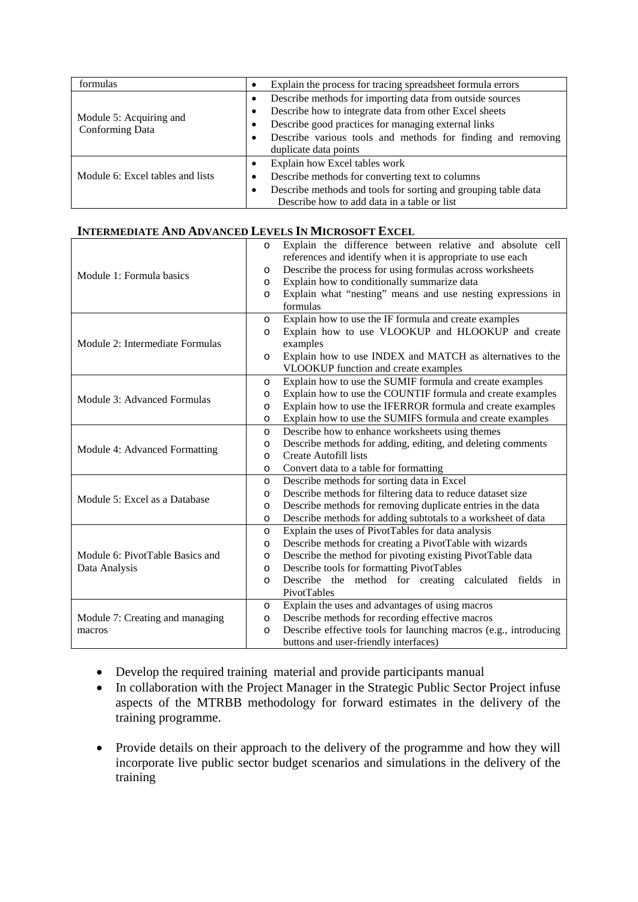| formulas | • Explain the process for tracing spreadsheet formula errors |
|---|---|
| Module 5: Acquiring and Conforming Data | • Describe methods for importing data from outside sources<br>• Describe how to integrate data from other Excel sheets<br>• Describe good practices for managing external links<br>• Describe various tools and methods for finding and removing duplicate data points |
| Module 6: Excel tables and lists | • Explain how Excel tables work<br>• Describe methods for converting text to columns<br>• Describe methods and tools for sorting and grouping table data<br>Describe how to add data in a table or list |

**INTERMEDIATE AND ADVANCED LEVELS IN MICROSOFT EXCEL**

| | |
|---|---|
| Module 1: Formula basics | o Explain the difference between relative and absolute cell references and identify when it is appropriate to use each<br>o Describe the process for using formulas across worksheets<br>o Explain how to conditionally summarize data<br>o Explain what "nesting" means and use nesting expressions in formulas |
| Module 2: Intermediate Formulas | o Explain how to use the IF formula and create examples<br>o Explain how to use VLOOKUP and HLOOKUP and create examples<br>o Explain how to use INDEX and MATCH as alternatives to the VLOOKUP function and create examples |
| Module 3: Advanced Formulas | o Explain how to use the SUMIF formula and create examples<br>o Explain how to use the COUNTIF formula and create examples<br>o Explain how to use the IFERROR formula and create examples<br>o Explain how to use the SUMIFS formula and create examples |
| Module 4: Advanced Formatting | o Describe how to enhance worksheets using themes<br>o Describe methods for adding, editing, and deleting comments<br>o Create Autofill lists<br>o Convert data to a table for formatting |
| Module 5: Excel as a Database | o Describe methods for sorting data in Excel<br>o Describe methods for filtering data to reduce dataset size<br>o Describe methods for removing duplicate entries in the data<br>o Describe methods for adding subtotals to a worksheet of data |
| Module 6: PivotTable Basics and Data Analysis | o Explain the uses of PivotTables for data analysis<br>o Describe methods for creating a PivotTable with wizards<br>o Describe the method for pivoting existing PivotTable data<br>o Describe tools for formatting PivotTables<br>o Describe the method for creating calculated fields in PivotTables |
| Module 7: Creating and managing macros | o Explain the uses and advantages of using macros<br>o Describe methods for recording effective macros<br>o Describe effective tools for launching macros (e.g., introducing buttons and user-friendly interfaces) |

- Develop the required training material and provide participants manual
- In collaboration with the Project Manager in the Strategic Public Sector Project infuse aspects of the MTRBB methodology for forward estimates in the delivery of the training programme.
- Provide details on their approach to the delivery of the programme and how they will incorporate live public sector budget scenarios and simulations in the delivery of the training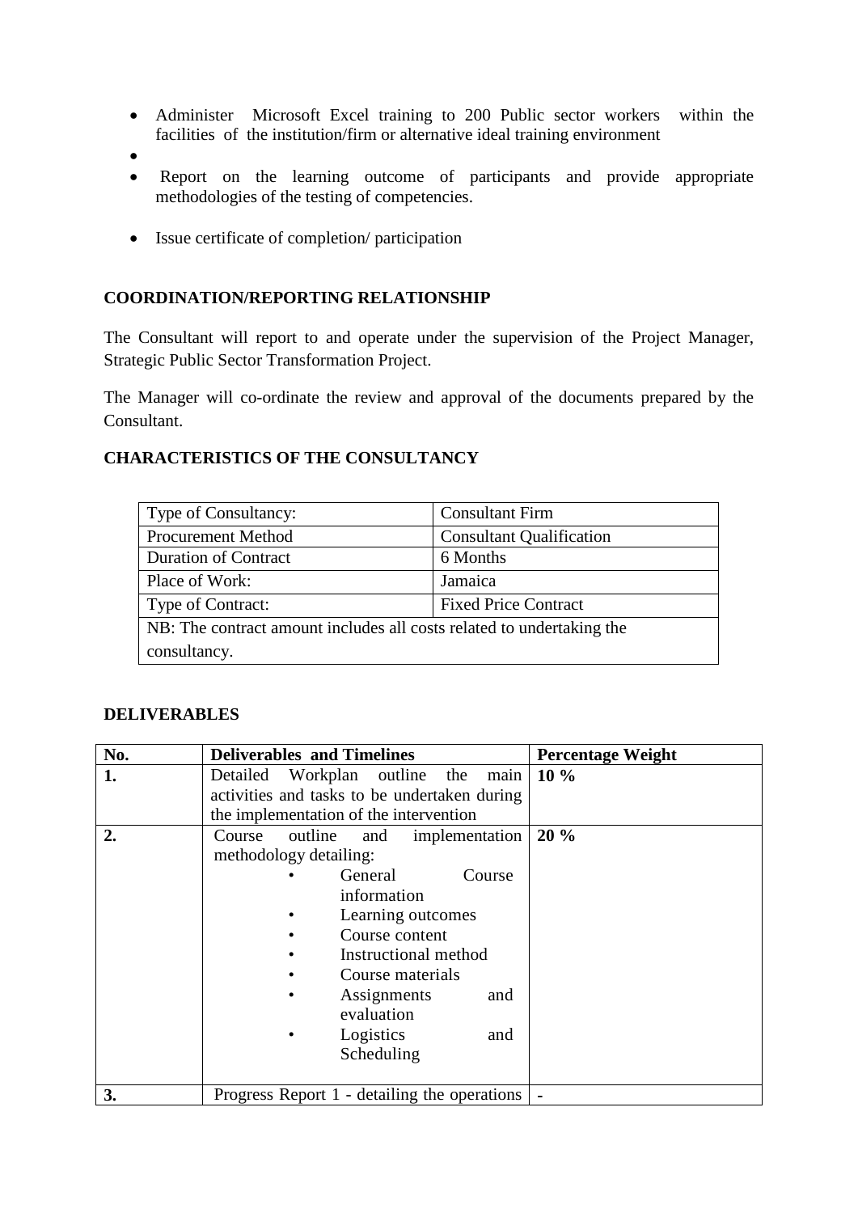- Administer Microsoft Excel training to 200 Public sector workers within the facilities of the institution/firm or alternative ideal training environment
- 
- Report on the learning outcome of participants and provide appropriate methodologies of the testing of competencies.
- Issue certificate of completion/ participation

## COORDINATION/REPORTING RELATIONSHIP

The Consultant will report to and operate under the supervision of the Project Manager, Strategic Public Sector Transformation Project.

The Manager will co-ordinate the review and approval of the documents prepared by the Consultant.

## CHARACTERISTICS OF THE CONSULTANCY

| Type of Consultancy: | Consultant Firm |
|---|---|
| Procurement Method | Consultant Qualification |
| Duration of Contract | 6 Months |
| Place of Work: | Jamaica |
| Type of Contract: | Fixed Price Contract |
| NB: The contract amount includes all costs related to undertaking the consultancy. | |

## DELIVERABLES

| No. | Deliverables and Timelines | Percentage Weight |
|---|---|---|
| **1.** | Detailed Workplan outline the main activities and tasks to be undertaken during the implementation of the intervention | **10 %** |
| **2.** | Course outline and implementation methodology detailing: <br>• General Course information <br>• Learning outcomes <br>• Course content <br>• Instructional method <br>• Course materials <br>• Assignments and evaluation <br>• Logistics and Scheduling | **20 %** |
| **3.** | Progress Report 1 - detailing the operations | - |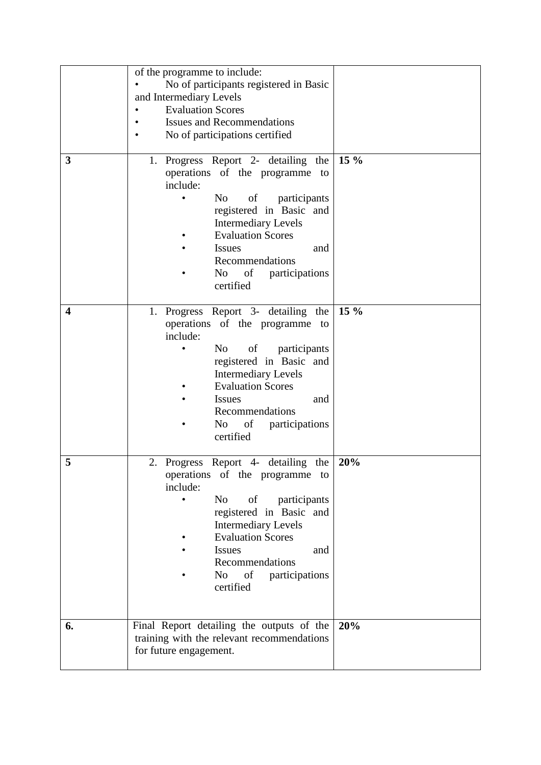| | | |
|---|---|---|
| | of the programme to include:<br>• No of participants registered in Basic and Intermediary Levels<br>• Evaluation Scores<br>• Issues and Recommendations<br>• No of participations certified | |
| **3** | 1. Progress Report 2- detailing the operations of the programme to include:<br>• No of participants registered in Basic and Intermediary Levels<br>• Evaluation Scores<br>• Issues and Recommendations<br>• No of participations certified | **15 %** |
| **4** | 1. Progress Report 3- detailing the operations of the programme to include:<br>• No of participants registered in Basic and Intermediary Levels<br>• Evaluation Scores<br>• Issues and Recommendations<br>• No of participations certified | **15 %** |
| **5** | 2. Progress Report 4- detailing the operations of the programme to include:<br>• No of participants registered in Basic and Intermediary Levels<br>• Evaluation Scores<br>• Issues and Recommendations<br>• No of participations certified | **20%** |
| **6.** | Final Report detailing the outputs of the training with the relevant recommendations for future engagement. | **20%** |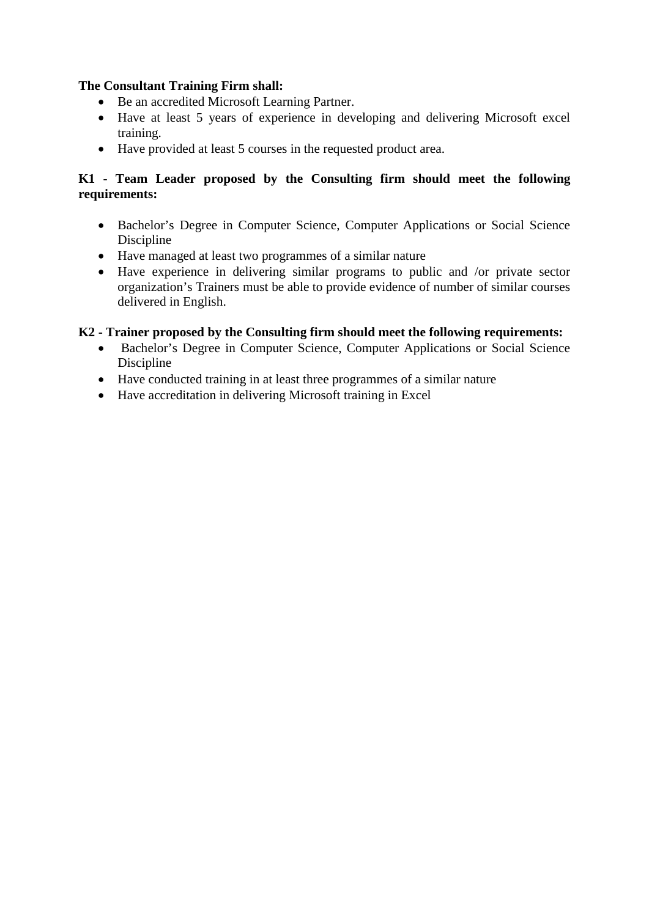**The Consultant Training Firm shall:**

- Be an accredited Microsoft Learning Partner.
- Have at least 5 years of experience in developing and delivering Microsoft excel training.
- Have provided at least 5 courses in the requested product area.

**K1 - Team Leader proposed by the Consulting firm should meet the following requirements:**

- Bachelor's Degree in Computer Science, Computer Applications or Social Science Discipline
- Have managed at least two programmes of a similar nature
- Have experience in delivering similar programs to public and /or private sector organization's Trainers must be able to provide evidence of number of similar courses delivered in English.

**K2 - Trainer proposed by the Consulting firm should meet the following requirements:**

- Bachelor's Degree in Computer Science, Computer Applications or Social Science Discipline
- Have conducted training in at least three programmes of a similar nature
- Have accreditation in delivering Microsoft training in Excel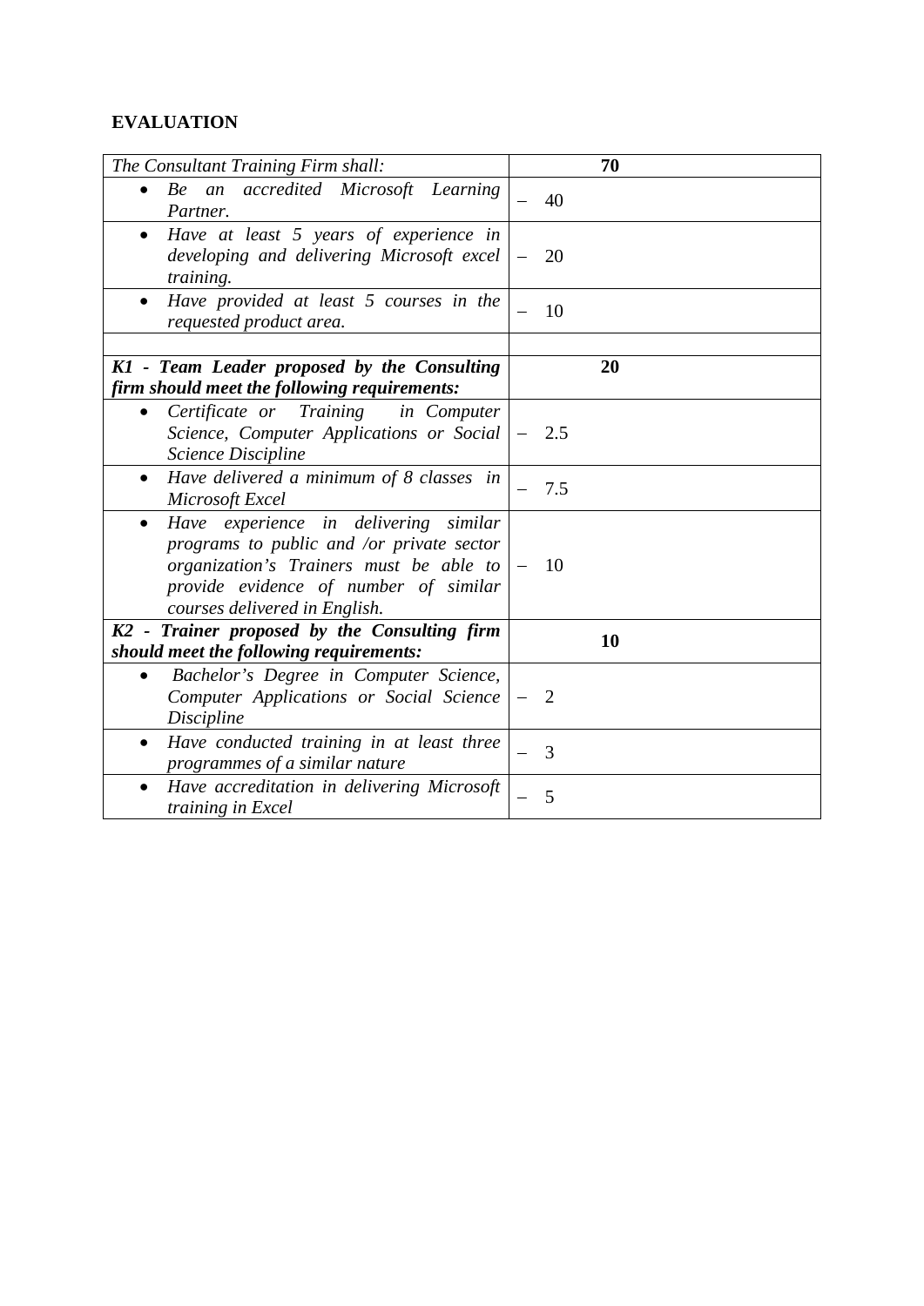**EVALUATION**

| | |
|---|---|
| *The Consultant Training Firm shall:* | **70** |
| • *Be an accredited Microsoft Learning Partner.* | – 40 |
| • *Have at least 5 years of experience in developing and delivering Microsoft excel training.* | – 20 |
| • *Have provided at least 5 courses in the requested product area.* | – 10 |
| | |
| ***K1 - Team Leader proposed by the Consulting firm should meet the following requirements:*** | **20** |
| • *Certificate or Training in Computer Science, Computer Applications or Social Science Discipline* | – 2.5 |
| • *Have delivered a minimum of 8 classes in Microsoft Excel* | – 7.5 |
| • *Have experience in delivering similar programs to public and /or private sector organization's Trainers must be able to provide evidence of number of similar courses delivered in English.* | – 10 |
| ***K2 - Trainer proposed by the Consulting firm should meet the following requirements:*** | **10** |
| • *Bachelor's Degree in Computer Science, Computer Applications or Social Science Discipline* | – 2 |
| • *Have conducted training in at least three programmes of a similar nature* | – 3 |
| • *Have accreditation in delivering Microsoft training in Excel* | – 5 |